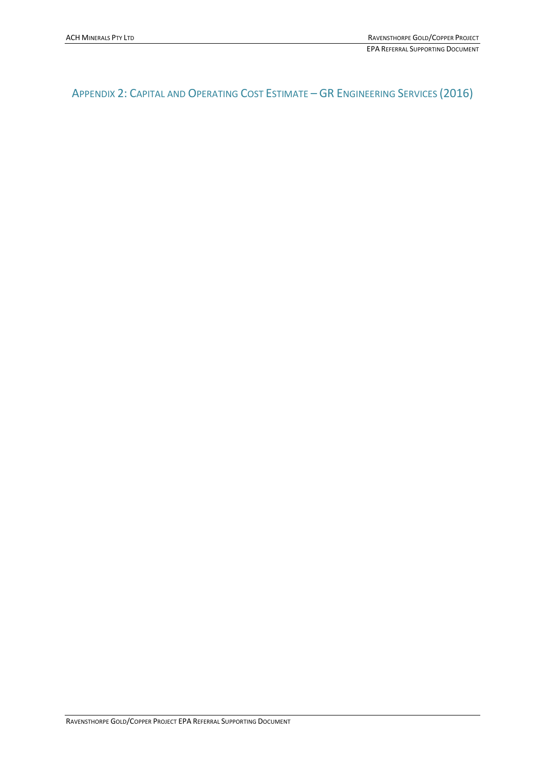# Appendix 2: Capital and Operating Cost Estimate – GR Engineering Services (2016)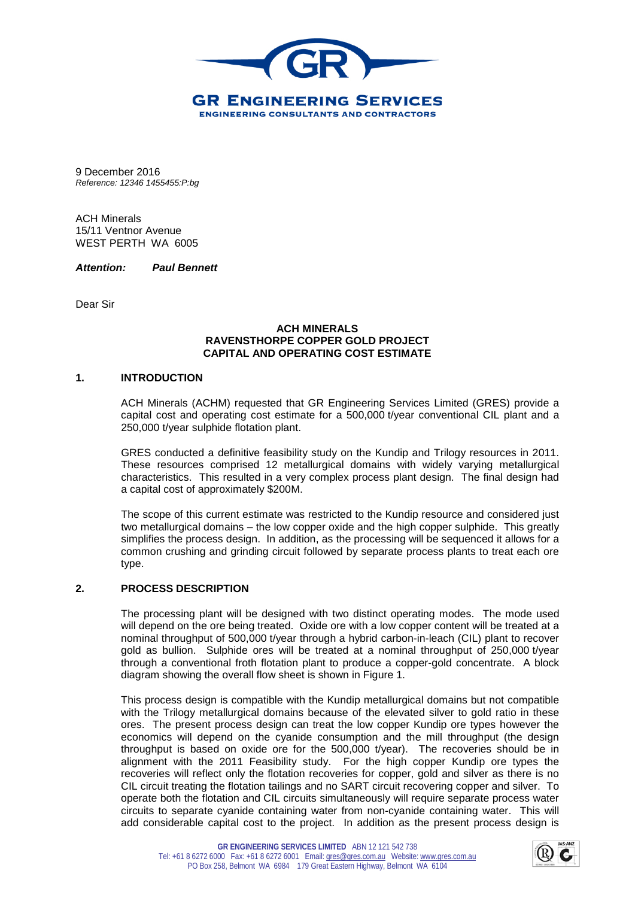9 December 2016
*Reference: 12346 1455455:P:bg*

ACH Minerals
15/11 Ventnor Avenue
WEST PERTH WA 6005

***Attention: Paul Bennett***

Dear Sir

**ACH MINERALS**
**RAVENSTHORPE COPPER GOLD PROJECT**
**CAPITAL AND OPERATING COST ESTIMATE**

## 1. INTRODUCTION

ACH Minerals (ACHM) requested that GR Engineering Services Limited (GRES) provide a capital cost and operating cost estimate for a 500,000 t/year conventional CIL plant and a 250,000 t/year sulphide flotation plant.

GRES conducted a definitive feasibility study on the Kundip and Trilogy resources in 2011. These resources comprised 12 metallurgical domains with widely varying metallurgical characteristics. This resulted in a very complex process plant design. The final design had a capital cost of approximately $200M.

The scope of this current estimate was restricted to the Kundip resource and considered just two metallurgical domains – the low copper oxide and the high copper sulphide. This greatly simplifies the process design. In addition, as the processing will be sequenced it allows for a common crushing and grinding circuit followed by separate process plants to treat each ore type.

## 2. PROCESS DESCRIPTION

The processing plant will be designed with two distinct operating modes. The mode used will depend on the ore being treated. Oxide ore with a low copper content will be treated at a nominal throughput of 500,000 t/year through a hybrid carbon-in-leach (CIL) plant to recover gold as bullion. Sulphide ores will be treated at a nominal throughput of 250,000 t/year through a conventional froth flotation plant to produce a copper-gold concentrate. A block diagram showing the overall flow sheet is shown in Figure 1.

This process design is compatible with the Kundip metallurgical domains but not compatible with the Trilogy metallurgical domains because of the elevated silver to gold ratio in these ores. The present process design can treat the low copper Kundip ore types however the economics will depend on the cyanide consumption and the mill throughput (the design throughput is based on oxide ore for the 500,000 t/year). The recoveries should be in alignment with the 2011 Feasibility study. For the high copper Kundip ore types the recoveries will reflect only the flotation recoveries for copper, gold and silver as there is no CIL circuit treating the flotation tailings and no SART circuit recovering copper and silver. To operate both the flotation and CIL circuits simultaneously will require separate process water circuits to separate cyanide containing water from non-cyanide containing water. This will add considerable capital cost to the project. In addition as the present process design is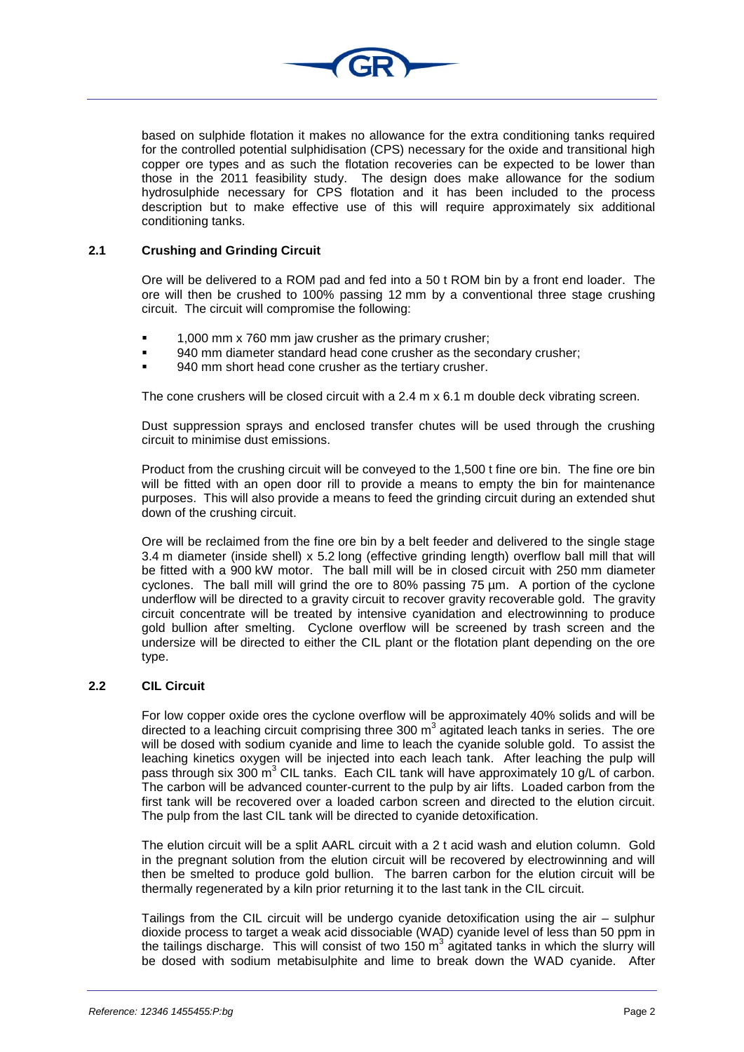based on sulphide flotation it makes no allowance for the extra conditioning tanks required for the controlled potential sulphidisation (CPS) necessary for the oxide and transitional high copper ore types and as such the flotation recoveries can be expected to be lower than those in the 2011 feasibility study. The design does make allowance for the sodium hydrosulphide necessary for CPS flotation and it has been included to the process description but to make effective use of this will require approximately six additional conditioning tanks.

## 2.1 Crushing and Grinding Circuit

Ore will be delivered to a ROM pad and fed into a 50 t ROM bin by a front end loader. The ore will then be crushed to 100% passing 12 mm by a conventional three stage crushing circuit. The circuit will compromise the following:

- 1,000 mm x 760 mm jaw crusher as the primary crusher;
- 940 mm diameter standard head cone crusher as the secondary crusher;
- 940 mm short head cone crusher as the tertiary crusher.

The cone crushers will be closed circuit with a 2.4 m x 6.1 m double deck vibrating screen.

Dust suppression sprays and enclosed transfer chutes will be used through the crushing circuit to minimise dust emissions.

Product from the crushing circuit will be conveyed to the 1,500 t fine ore bin. The fine ore bin will be fitted with an open door rill to provide a means to empty the bin for maintenance purposes. This will also provide a means to feed the grinding circuit during an extended shut down of the crushing circuit.

Ore will be reclaimed from the fine ore bin by a belt feeder and delivered to the single stage 3.4 m diameter (inside shell) x 5.2 long (effective grinding length) overflow ball mill that will be fitted with a 900 kW motor. The ball mill will be in closed circuit with 250 mm diameter cyclones. The ball mill will grind the ore to 80% passing 75 µm. A portion of the cyclone underflow will be directed to a gravity circuit to recover gravity recoverable gold. The gravity circuit concentrate will be treated by intensive cyanidation and electrowinning to produce gold bullion after smelting. Cyclone overflow will be screened by trash screen and the undersize will be directed to either the CIL plant or the flotation plant depending on the ore type.

## 2.2 CIL Circuit

For low copper oxide ores the cyclone overflow will be approximately 40% solids and will be directed to a leaching circuit comprising three 300 $m^3$ agitated leach tanks in series. The ore will be dosed with sodium cyanide and lime to leach the cyanide soluble gold. To assist the leaching kinetics oxygen will be injected into each leach tank. After leaching the pulp will pass through six 300 $m^3$ CIL tanks. Each CIL tank will have approximately 10 g/L of carbon. The carbon will be advanced counter-current to the pulp by air lifts. Loaded carbon from the first tank will be recovered over a loaded carbon screen and directed to the elution circuit. The pulp from the last CIL tank will be directed to cyanide detoxification.

The elution circuit will be a split AARL circuit with a 2 t acid wash and elution column. Gold in the pregnant solution from the elution circuit will be recovered by electrowinning and will then be smelted to produce gold bullion. The barren carbon for the elution circuit will be thermally regenerated by a kiln prior returning it to the last tank in the CIL circuit.

Tailings from the CIL circuit will be undergo cyanide detoxification using the air – sulphur dioxide process to target a weak acid dissociable (WAD) cyanide level of less than 50 ppm in the tailings discharge. This will consist of two 150 $m^3$ agitated tanks in which the slurry will be dosed with sodium metabisulphite and lime to break down the WAD cyanide. After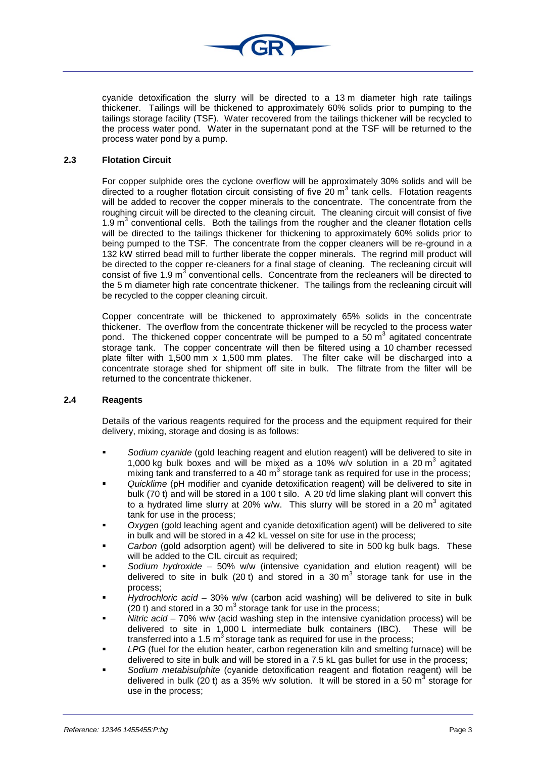cyanide detoxification the slurry will be directed to a 13 m diameter high rate tailings thickener. Tailings will be thickened to approximately 60% solids prior to pumping to the tailings storage facility (TSF). Water recovered from the tailings thickener will be recycled to the process water pond. Water in the supernatant pond at the TSF will be returned to the process water pond by a pump.

### 2.3 Flotation Circuit

For copper sulphide ores the cyclone overflow will be approximately 30% solids and will be directed to a rougher flotation circuit consisting of five 20 $m^3$ tank cells. Flotation reagents will be added to recover the copper minerals to the concentrate. The concentrate from the roughing circuit will be directed to the cleaning circuit. The cleaning circuit will consist of five 1.9 $m^3$ conventional cells. Both the tailings from the rougher and the cleaner flotation cells will be directed to the tailings thickener for thickening to approximately 60% solids prior to being pumped to the TSF. The concentrate from the copper cleaners will be re-ground in a 132 kW stirred bead mill to further liberate the copper minerals. The regrind mill product will be directed to the copper re-cleaners for a final stage of cleaning. The recleaning circuit will consist of five 1.9 $m^3$ conventional cells. Concentrate from the recleaners will be directed to the 5 m diameter high rate concentrate thickener. The tailings from the recleaning circuit will be recycled to the copper cleaning circuit.

Copper concentrate will be thickened to approximately 65% solids in the concentrate thickener. The overflow from the concentrate thickener will be recycled to the process water pond. The thickened copper concentrate will be pumped to a 50 $m^3$ agitated concentrate storage tank. The copper concentrate will then be filtered using a 10 chamber recessed plate filter with 1,500 mm x 1,500 mm plates. The filter cake will be discharged into a concentrate storage shed for shipment off site in bulk. The filtrate from the filter will be returned to the concentrate thickener.

### 2.4 Reagents

Details of the various reagents required for the process and the equipment required for their delivery, mixing, storage and dosing is as follows:

- *Sodium cyanide* (gold leaching reagent and elution reagent) will be delivered to site in 1,000 kg bulk boxes and will be mixed as a 10% w/v solution in a 20 $m^3$ agitated mixing tank and transferred to a 40 $m^3$ storage tank as required for use in the process;
- *Quicklime* (pH modifier and cyanide detoxification reagent) will be delivered to site in bulk (70 t) and will be stored in a 100 t silo. A 20 t/d lime slaking plant will convert this to a hydrated lime slurry at 20% w/w. This slurry will be stored in a 20 $m^3$ agitated tank for use in the process;
- *Oxygen* (gold leaching agent and cyanide detoxification agent) will be delivered to site in bulk and will be stored in a 42 kL vessel on site for use in the process;
- *Carbon* (gold adsorption agent) will be delivered to site in 500 kg bulk bags. These will be added to the CIL circuit as required;
- *Sodium hydroxide* – 50% w/w (intensive cyanidation and elution reagent) will be delivered to site in bulk (20 t) and stored in a 30 $m^3$ storage tank for use in the process;
- *Hydrochloric acid* – 30% w/w (carbon acid washing) will be delivered to site in bulk (20 t) and stored in a 30 $m^3$ storage tank for use in the process;
- *Nitric acid* – 70% w/w (acid washing step in the intensive cyanidation process) will be delivered to site in 1,000 L intermediate bulk containers (IBC). These will be transferred into a 1.5 $m^3$ storage tank as required for use in the process;
- *LPG* (fuel for the elution heater, carbon regeneration kiln and smelting furnace) will be delivered to site in bulk and will be stored in a 7.5 kL gas bullet for use in the process;
- *Sodium metabisulphite* (cyanide detoxification reagent and flotation reagent) will be delivered in bulk (20 t) as a 35% w/v solution. It will be stored in a 50 $m^3$ storage for use in the process;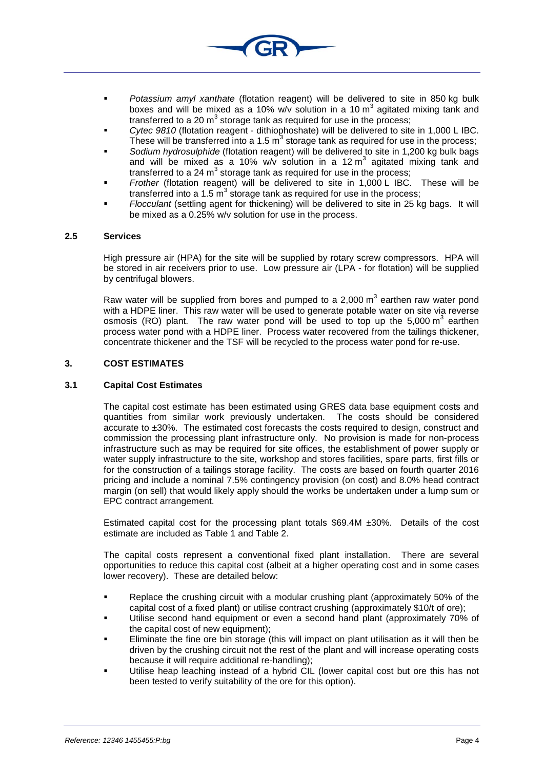- *Potassium amyl xanthate* (flotation reagent) will be delivered to site in 850 kg bulk boxes and will be mixed as a 10% w/v solution in a 10 $m^3$ agitated mixing tank and transferred to a 20 $m^3$ storage tank as required for use in the process;
- *Cytec 9810* (flotation reagent - dithiophoshate) will be delivered to site in 1,000 L IBC. These will be transferred into a 1.5 $m^3$ storage tank as required for use in the process;
- *Sodium hydrosulphide* (flotation reagent) will be delivered to site in 1,200 kg bulk bags and will be mixed as a 10% w/v solution in a 12 $m^3$ agitated mixing tank and transferred to a 24 $m^3$ storage tank as required for use in the process;
- *Frother* (flotation reagent) will be delivered to site in 1,000 L IBC. These will be transferred into a 1.5 $m^3$ storage tank as required for use in the process;
- *Flocculant* (settling agent for thickening) will be delivered to site in 25 kg bags. It will be mixed as a 0.25% w/v solution for use in the process.

### 2.5 Services

High pressure air (HPA) for the site will be supplied by rotary screw compressors. HPA will be stored in air receivers prior to use. Low pressure air (LPA - for flotation) will be supplied by centrifugal blowers.

Raw water will be supplied from bores and pumped to a 2,000 $m^3$ earthen raw water pond with a HDPE liner. This raw water will be used to generate potable water on site via reverse osmosis (RO) plant. The raw water pond will be used to top up the 5,000 $m^3$ earthen process water pond with a HDPE liner. Process water recovered from the tailings thickener, concentrate thickener and the TSF will be recycled to the process water pond for re-use.

## 3. COST ESTIMATES

### 3.1 Capital Cost Estimates

The capital cost estimate has been estimated using GRES data base equipment costs and quantities from similar work previously undertaken. The costs should be considered accurate to ±30%. The estimated cost forecasts the costs required to design, construct and commission the processing plant infrastructure only. No provision is made for non-process infrastructure such as may be required for site offices, the establishment of power supply or water supply infrastructure to the site, workshop and stores facilities, spare parts, first fills or for the construction of a tailings storage facility. The costs are based on fourth quarter 2016 pricing and include a nominal 7.5% contingency provision (on cost) and 8.0% head contract margin (on sell) that would likely apply should the works be undertaken under a lump sum or EPC contract arrangement.

Estimated capital cost for the processing plant totals \$69.4M ±30%. Details of the cost estimate are included as Table 1 and Table 2.

The capital costs represent a conventional fixed plant installation. There are several opportunities to reduce this capital cost (albeit at a higher operating cost and in some cases lower recovery). These are detailed below:

- Replace the crushing circuit with a modular crushing plant (approximately 50% of the capital cost of a fixed plant) or utilise contract crushing (approximately \$10/t of ore);
- Utilise second hand equipment or even a second hand plant (approximately 70% of the capital cost of new equipment);
- Eliminate the fine ore bin storage (this will impact on plant utilisation as it will then be driven by the crushing circuit not the rest of the plant and will increase operating costs because it will require additional re-handling);
- Utilise heap leaching instead of a hybrid CIL (lower capital cost but ore this has not been tested to verify suitability of the ore for this option).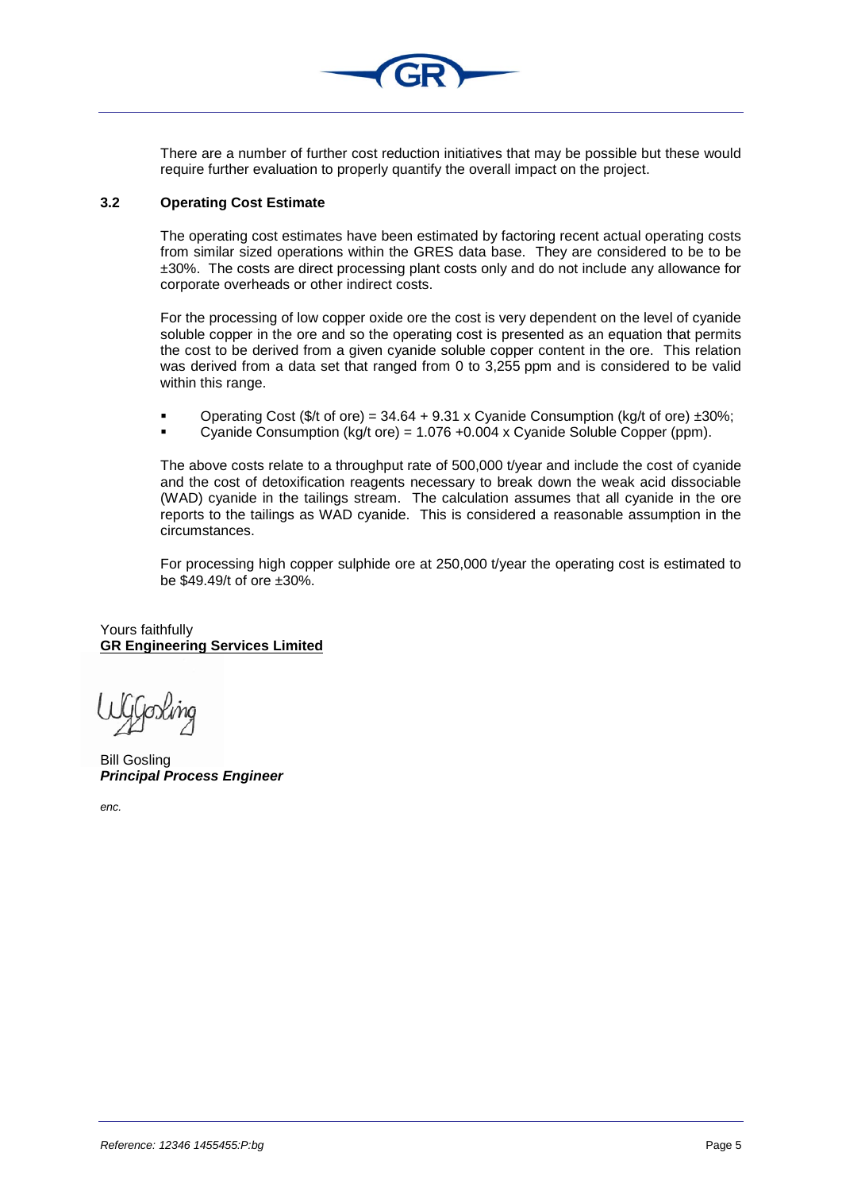There are a number of further cost reduction initiatives that may be possible but these would require further evaluation to properly quantify the overall impact on the project.

### 3.2 Operating Cost Estimate

The operating cost estimates have been estimated by factoring recent actual operating costs from similar sized operations within the GRES data base. They are considered to be to be ±30%. The costs are direct processing plant costs only and do not include any allowance for corporate overheads or other indirect costs.

For the processing of low copper oxide ore the cost is very dependent on the level of cyanide soluble copper in the ore and so the operating cost is presented as an equation that permits the cost to be derived from a given cyanide soluble copper content in the ore. This relation was derived from a data set that ranged from 0 to 3,255 ppm and is considered to be valid within this range.

- Operating Cost ($/t of ore) = 34.64 + 9.31 x Cyanide Consumption (kg/t of ore) ±30%;
- Cyanide Consumption (kg/t ore) = 1.076 +0.004 x Cyanide Soluble Copper (ppm).

The above costs relate to a throughput rate of 500,000 t/year and include the cost of cyanide and the cost of detoxification reagents necessary to break down the weak acid dissociable (WAD) cyanide in the tailings stream. The calculation assumes that all cyanide in the ore reports to the tailings as WAD cyanide. This is considered a reasonable assumption in the circumstances.

For processing high copper sulphide ore at 250,000 t/year the operating cost is estimated to be $49.49/t of ore ±30%.

Yours faithfully
**GR Engineering Services Limited**

Bill Gosling
***Principal Process Engineer***

*enc.*

*Reference: 12346 1455455:P:bg*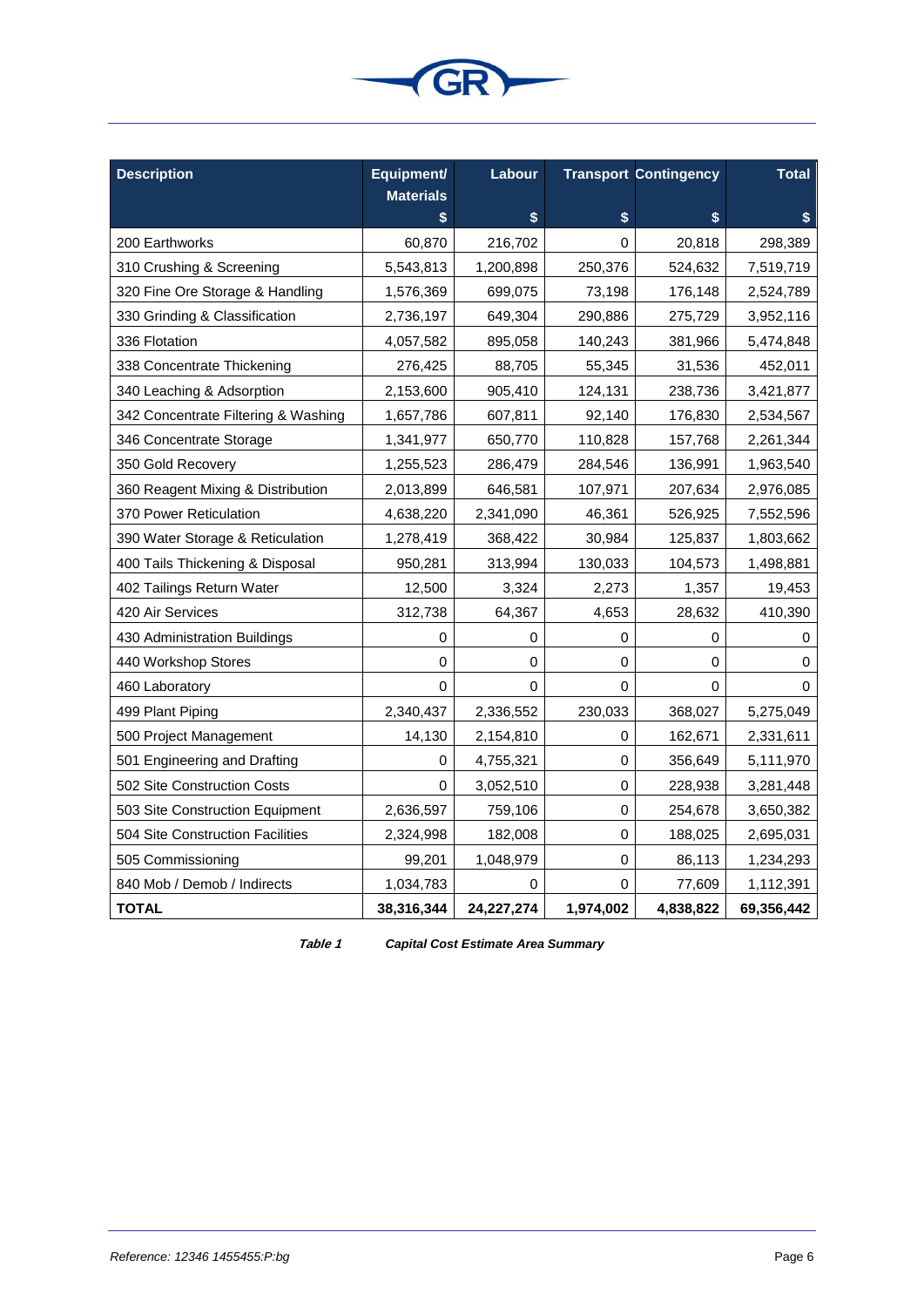| Description | Equipment/ Materials $ | Labour $ | Transport $ | Contingency $ | Total $ |
|---|---|---|---|---|---|
| 200 Earthworks | 60,870 | 216,702 | 0 | 20,818 | 298,389 |
| 310 Crushing & Screening | 5,543,813 | 1,200,898 | 250,376 | 524,632 | 7,519,719 |
| 320 Fine Ore Storage & Handling | 1,576,369 | 699,075 | 73,198 | 176,148 | 2,524,789 |
| 330 Grinding & Classification | 2,736,197 | 649,304 | 290,886 | 275,729 | 3,952,116 |
| 336 Flotation | 4,057,582 | 895,058 | 140,243 | 381,966 | 5,474,848 |
| 338 Concentrate Thickening | 276,425 | 88,705 | 55,345 | 31,536 | 452,011 |
| 340 Leaching & Adsorption | 2,153,600 | 905,410 | 124,131 | 238,736 | 3,421,877 |
| 342 Concentrate Filtering & Washing | 1,657,786 | 607,811 | 92,140 | 176,830 | 2,534,567 |
| 346 Concentrate Storage | 1,341,977 | 650,770 | 110,828 | 157,768 | 2,261,344 |
| 350 Gold Recovery | 1,255,523 | 286,479 | 284,546 | 136,991 | 1,963,540 |
| 360 Reagent Mixing & Distribution | 2,013,899 | 646,581 | 107,971 | 207,634 | 2,976,085 |
| 370 Power Reticulation | 4,638,220 | 2,341,090 | 46,361 | 526,925 | 7,552,596 |
| 390 Water Storage & Reticulation | 1,278,419 | 368,422 | 30,984 | 125,837 | 1,803,662 |
| 400 Tails Thickening & Disposal | 950,281 | 313,994 | 130,033 | 104,573 | 1,498,881 |
| 402 Tailings Return Water | 12,500 | 3,324 | 2,273 | 1,357 | 19,453 |
| 420 Air Services | 312,738 | 64,367 | 4,653 | 28,632 | 410,390 |
| 430 Administration Buildings | 0 | 0 | 0 | 0 | 0 |
| 440 Workshop Stores | 0 | 0 | 0 | 0 | 0 |
| 460 Laboratory | 0 | 0 | 0 | 0 | 0 |
| 499 Plant Piping | 2,340,437 | 2,336,552 | 230,033 | 368,027 | 5,275,049 |
| 500 Project Management | 14,130 | 2,154,810 | 0 | 162,671 | 2,331,611 |
| 501 Engineering and Drafting | 0 | 4,755,321 | 0 | 356,649 | 5,111,970 |
| 502 Site Construction Costs | 0 | 3,052,510 | 0 | 228,938 | 3,281,448 |
| 503 Site Construction Equipment | 2,636,597 | 759,106 | 0 | 254,678 | 3,650,382 |
| 504 Site Construction Facilities | 2,324,998 | 182,008 | 0 | 188,025 | 2,695,031 |
| 505 Commissioning | 99,201 | 1,048,979 | 0 | 86,113 | 1,234,293 |
| 840 Mob / Demob / Indirects | 1,034,783 | 0 | 0 | 77,609 | 1,112,391 |
| **TOTAL** | **38,316,344** | **24,227,274** | **1,974,002** | **4,838,822** | **69,356,442** |

***Table 1 Capital Cost Estimate Area Summary***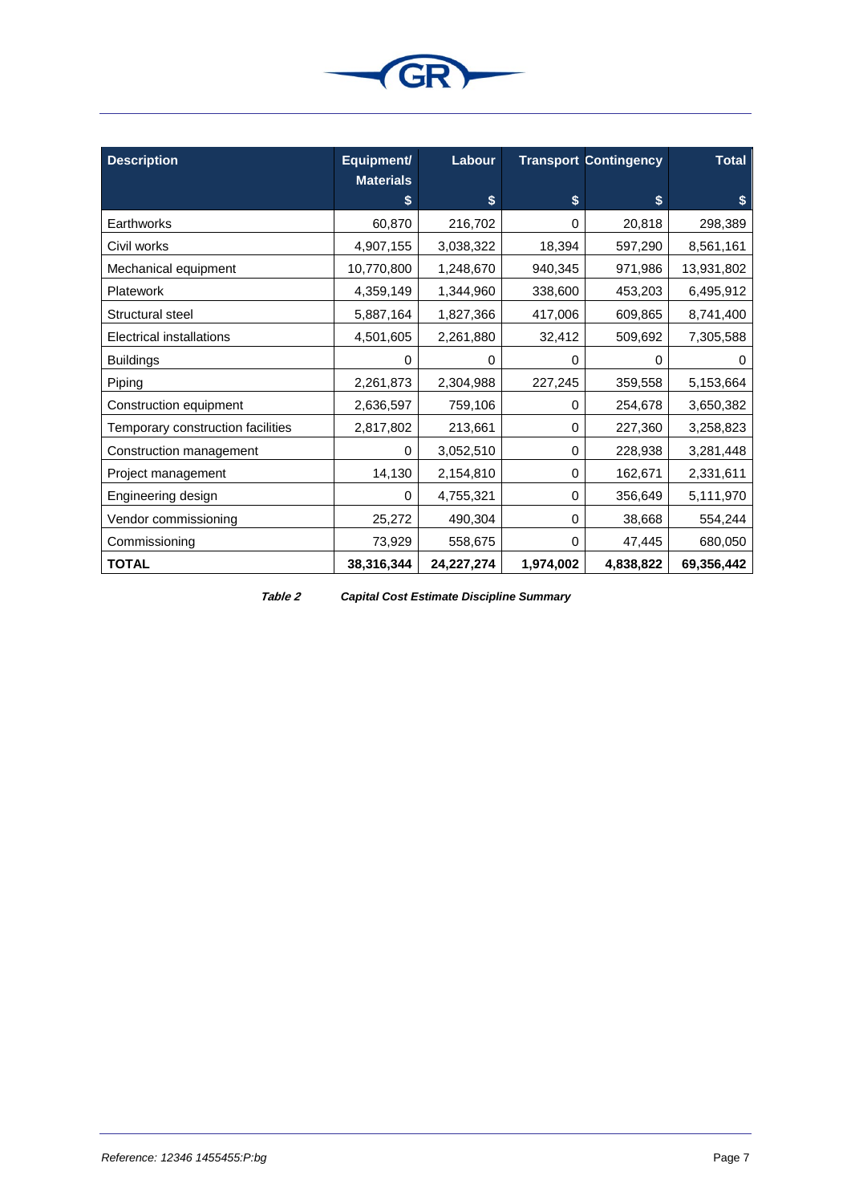| Description | Equipment/ Materials $ | Labour $ | Transport $ | Contingency $ | Total $ |
|---|---|---|---|---|---|
| Earthworks | 60,870 | 216,702 | 0 | 20,818 | 298,389 |
| Civil works | 4,907,155 | 3,038,322 | 18,394 | 597,290 | 8,561,161 |
| Mechanical equipment | 10,770,800 | 1,248,670 | 940,345 | 971,986 | 13,931,802 |
| Platework | 4,359,149 | 1,344,960 | 338,600 | 453,203 | 6,495,912 |
| Structural steel | 5,887,164 | 1,827,366 | 417,006 | 609,865 | 8,741,400 |
| Electrical installations | 4,501,605 | 2,261,880 | 32,412 | 509,692 | 7,305,588 |
| Buildings | 0 | 0 | 0 | 0 | 0 |
| Piping | 2,261,873 | 2,304,988 | 227,245 | 359,558 | 5,153,664 |
| Construction equipment | 2,636,597 | 759,106 | 0 | 254,678 | 3,650,382 |
| Temporary construction facilities | 2,817,802 | 213,661 | 0 | 227,360 | 3,258,823 |
| Construction management | 0 | 3,052,510 | 0 | 228,938 | 3,281,448 |
| Project management | 14,130 | 2,154,810 | 0 | 162,671 | 2,331,611 |
| Engineering design | 0 | 4,755,321 | 0 | 356,649 | 5,111,970 |
| Vendor commissioning | 25,272 | 490,304 | 0 | 38,668 | 554,244 |
| Commissioning | 73,929 | 558,675 | 0 | 47,445 | 680,050 |
| **TOTAL** | **38,316,344** | **24,227,274** | **1,974,002** | **4,838,822** | **69,356,442** |

***Table 2*** ***Capital Cost Estimate Discipline Summary***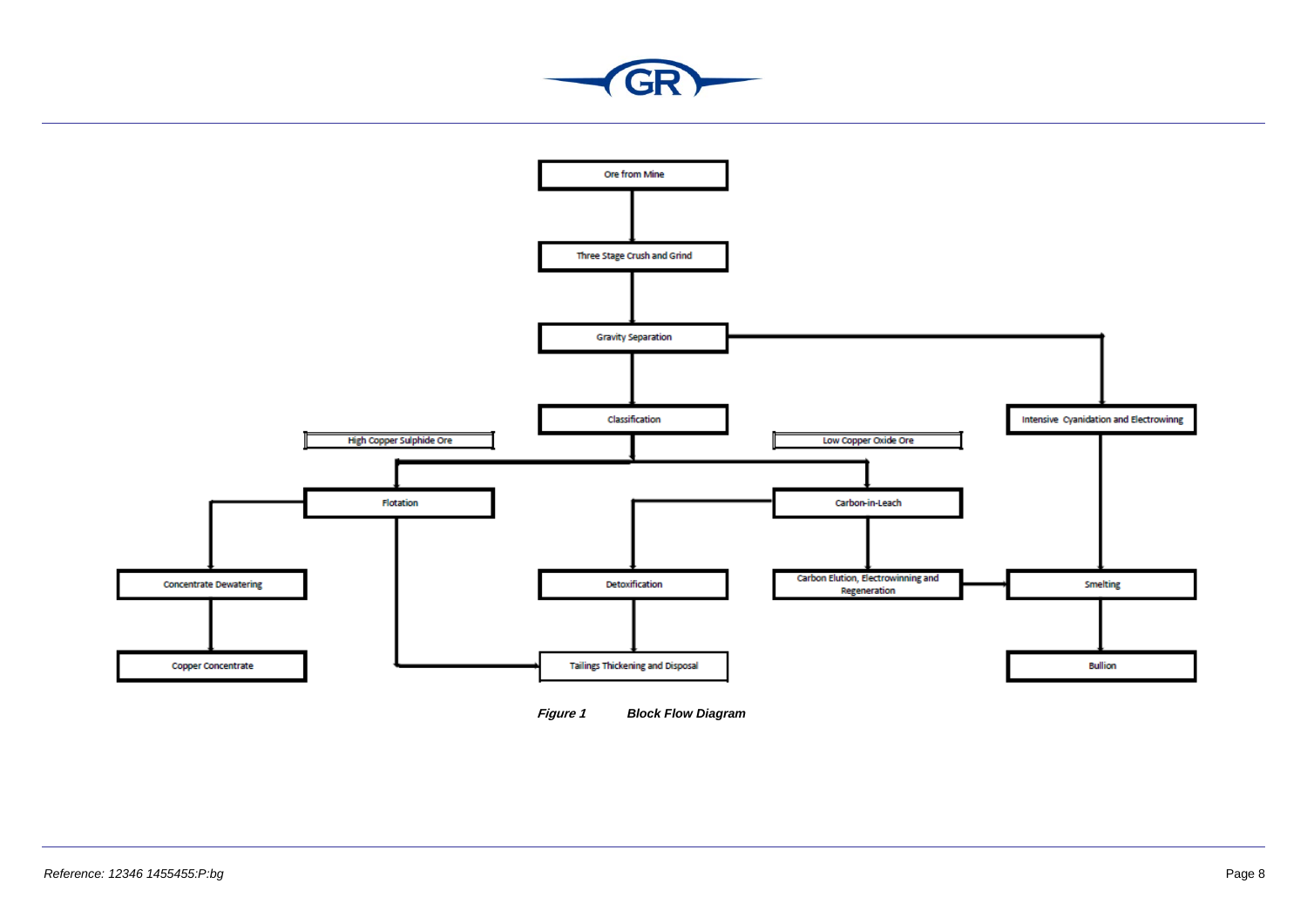Ore from Mine

Three Stage Crush and Grind

Gravity Separation

Classification

Intensive Cyanidation and Electrowinnng

High Copper Sulphide Ore

Low Copper Oxide Ore

Flotation

Carbon-in-Leach

Concentrate Dewatering

Detoxification

Carbon Elution, Electrowinning and Regeneration

Smelting

Copper Concentrate

Tailings Thickening and Disposal

Bullion

***Figure 1 Block Flow Diagram***